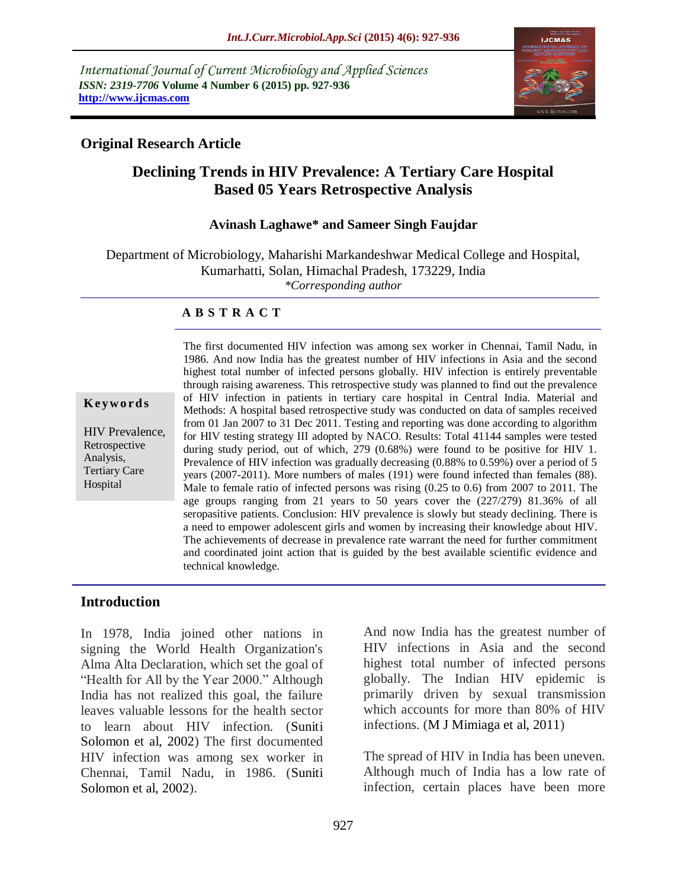*International Journal of Current Microbiology and Applied Sciences*
***ISSN: 2319-7706*** **Volume 4 Number 6 (2015) pp. 927-936**
**http://www.ijcmas.com**

**Original Research Article**

# Declining Trends in HIV Prevalence: A Tertiary Care Hospital Based 05 Years Retrospective Analysis

**Avinash Laghawe\* and Sameer Singh Faujdar**

Department of Microbiology, Maharishi Markandeshwar Medical College and Hospital, Kumarhatti, Solan, Himachal Pradesh, 173229, India
*\*Corresponding author*

**A B S T R A C T**

**Keywords**

HIV Prevalence, Retrospective Analysis, Tertiary Care Hospital

The first documented HIV infection was among sex worker in Chennai, Tamil Nadu, in 1986. And now India has the greatest number of HIV infections in Asia and the second highest total number of infected persons globally. HIV infection is entirely preventable through raising awareness. This retrospective study was planned to find out the prevalence of HIV infection in patients in tertiary care hospital in Central India. Material and Methods: A hospital based retrospective study was conducted on data of samples received from 01 Jan 2007 to 31 Dec 2011. Testing and reporting was done according to algorithm for HIV testing strategy III adopted by NACO. Results: Total 41144 samples were tested during study period, out of which, 279 (0.68%) were found to be positive for HIV 1. Prevalence of HIV infection was gradually decreasing (0.88% to 0.59%) over a period of 5 years (2007-2011). More numbers of males (191) were found infected than females (88). Male to female ratio of infected persons was rising (0.25 to 0.6) from 2007 to 2011. The age groups ranging from 21 years to 50 years cover the (227/279) 81.36% of all seropasitive patients. Conclusion: HIV prevalence is slowly but steady declining. There is a need to empower adolescent girls and women by increasing their knowledge about HIV. The achievements of decrease in prevalence rate warrant the need for further commitment and coordinated joint action that is guided by the best available scientific evidence and technical knowledge.

## Introduction

In 1978, India joined other nations in signing the World Health Organization's Alma Alta Declaration, which set the goal of "Health for All by the Year 2000." Although India has not realized this goal, the failure leaves valuable lessons for the health sector to learn about HIV infection. (Suniti Solomon et al, 2002) The first documented HIV infection was among sex worker in Chennai, Tamil Nadu, in 1986. (Suniti Solomon et al, 2002).

And now India has the greatest number of HIV infections in Asia and the second highest total number of infected persons globally. The Indian HIV epidemic is primarily driven by sexual transmission which accounts for more than 80% of HIV infections. (M J Mimiaga et al, 2011)

The spread of HIV in India has been uneven. Although much of India has a low rate of infection, certain places have been more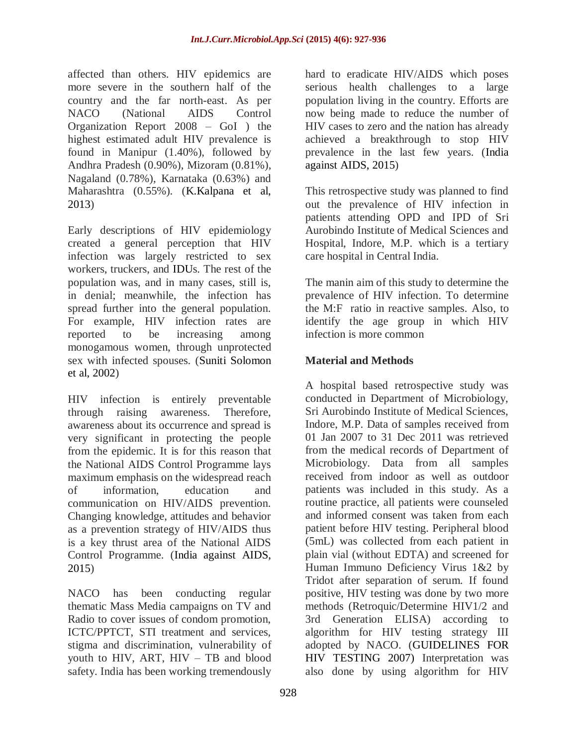affected than others. HIV epidemics are more severe in the southern half of the country and the far north-east. As per NACO (National AIDS Control Organization Report 2008 – GoI ) the highest estimated adult HIV prevalence is found in Manipur (1.40%), followed by Andhra Pradesh (0.90%), Mizoram (0.81%), Nagaland (0.78%), Karnataka (0.63%) and Maharashtra (0.55%). (K.Kalpana et al, 2013)

Early descriptions of HIV epidemiology created a general perception that HIV infection was largely restricted to sex workers, truckers, and IDUs. The rest of the population was, and in many cases, still is, in denial; meanwhile, the infection has spread further into the general population. For example, HIV infection rates are reported to be increasing among monogamous women, through unprotected sex with infected spouses. (Suniti Solomon et al, 2002)

HIV infection is entirely preventable through raising awareness. Therefore, awareness about its occurrence and spread is very significant in protecting the people from the epidemic. It is for this reason that the National AIDS Control Programme lays maximum emphasis on the widespread reach of information, education and communication on HIV/AIDS prevention. Changing knowledge, attitudes and behavior as a prevention strategy of HIV/AIDS thus is a key thrust area of the National AIDS Control Programme. (India against AIDS, 2015)

NACO has been conducting regular thematic Mass Media campaigns on TV and Radio to cover issues of condom promotion, ICTC/PPTCT, STI treatment and services, stigma and discrimination, vulnerability of youth to HIV, ART, HIV – TB and blood safety. India has been working tremendously hard to eradicate HIV/AIDS which poses serious health challenges to a large population living in the country. Efforts are now being made to reduce the number of HIV cases to zero and the nation has already achieved a breakthrough to stop HIV prevalence in the last few years. (India against AIDS, 2015)

This retrospective study was planned to find out the prevalence of HIV infection in patients attending OPD and IPD of Sri Aurobindo Institute of Medical Sciences and Hospital, Indore, M.P. which is a tertiary care hospital in Central India.

The manin aim of this study to determine the prevalence of HIV infection. To determine the M:F ratio in reactive samples. Also, to identify the age group in which HIV infection is more common

## Material and Methods

A hospital based retrospective study was conducted in Department of Microbiology, Sri Aurobindo Institute of Medical Sciences, Indore, M.P. Data of samples received from 01 Jan 2007 to 31 Dec 2011 was retrieved from the medical records of Department of Microbiology. Data from all samples received from indoor as well as outdoor patients was included in this study. As a routine practice, all patients were counseled and informed consent was taken from each patient before HIV testing. Peripheral blood (5mL) was collected from each patient in plain vial (without EDTA) and screened for Human Immuno Deficiency Virus 1&2 by Tridot after separation of serum. If found positive, HIV testing was done by two more methods (Retroquic/Determine HIV1/2 and 3rd Generation ELISA) according to algorithm for HIV testing strategy III adopted by NACO. (GUIDELINES FOR HIV TESTING 2007) Interpretation was also done by using algorithm for HIV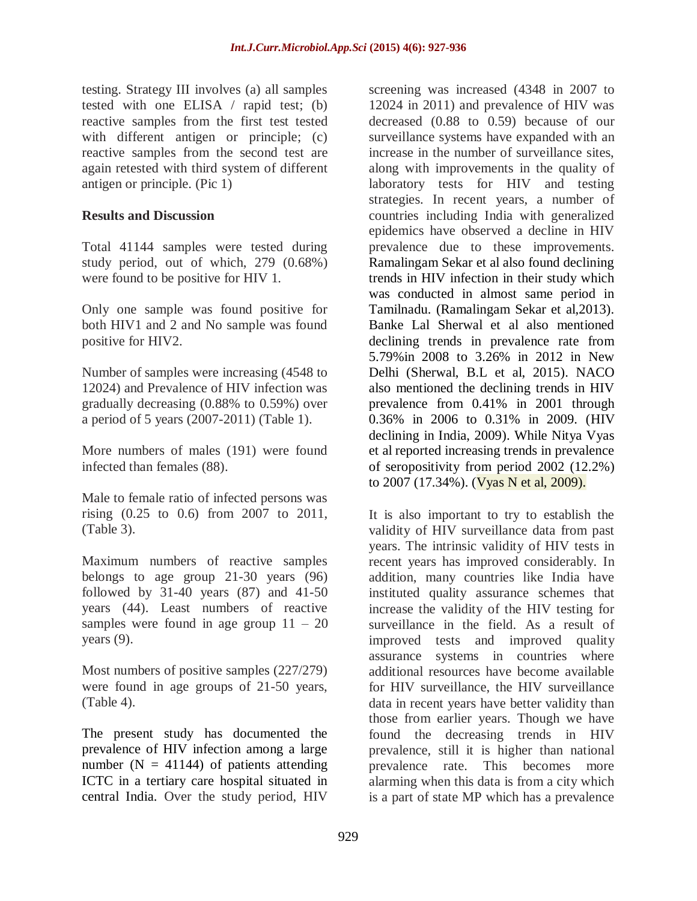testing. Strategy III involves (a) all samples tested with one ELISA / rapid test; (b) reactive samples from the first test tested with different antigen or principle; (c) reactive samples from the second test are again retested with third system of different antigen or principle. (Pic 1)

## Results and Discussion

Total 41144 samples were tested during study period, out of which, 279 (0.68%) were found to be positive for HIV 1.

Only one sample was found positive for both HIV1 and 2 and No sample was found positive for HIV2.

Number of samples were increasing (4548 to 12024) and Prevalence of HIV infection was gradually decreasing (0.88% to 0.59%) over a period of 5 years (2007-2011) (Table 1).

More numbers of males (191) were found infected than females (88).

Male to female ratio of infected persons was rising (0.25 to 0.6) from 2007 to 2011, (Table 3).

Maximum numbers of reactive samples belongs to age group 21-30 years (96) followed by 31-40 years (87) and 41-50 years (44). Least numbers of reactive samples were found in age group 11 – 20 years (9).

Most numbers of positive samples (227/279) were found in age groups of 21-50 years, (Table 4).

The present study has documented the prevalence of HIV infection among a large number (N = 41144) of patients attending ICTC in a tertiary care hospital situated in central India. Over the study period, HIV screening was increased (4348 in 2007 to 12024 in 2011) and prevalence of HIV was decreased (0.88 to 0.59) because of our surveillance systems have expanded with an increase in the number of surveillance sites, along with improvements in the quality of laboratory tests for HIV and testing strategies. In recent years, a number of countries including India with generalized epidemics have observed a decline in HIV prevalence due to these improvements. Ramalingam Sekar et al also found declining trends in HIV infection in their study which was conducted in almost same period in Tamilnadu. (Ramalingam Sekar et al,2013). Banke Lal Sherwal et al also mentioned declining trends in prevalence rate from 5.79%in 2008 to 3.26% in 2012 in New Delhi (Sherwal, B.L et al, 2015). NACO also mentioned the declining trends in HIV prevalence from 0.41% in 2001 through 0.36% in 2006 to 0.31% in 2009. (HIV declining in India, 2009). While Nitya Vyas et al reported increasing trends in prevalence of seropositivity from period 2002 (12.2%) to 2007 (17.34%). (Vyas N et al, 2009).

It is also important to try to establish the validity of HIV surveillance data from past years. The intrinsic validity of HIV tests in recent years has improved considerably. In addition, many countries like India have instituted quality assurance schemes that increase the validity of the HIV testing for surveillance in the field. As a result of improved tests and improved quality assurance systems in countries where additional resources have become available for HIV surveillance, the HIV surveillance data in recent years have better validity than those from earlier years. Though we have found the decreasing trends in HIV prevalence, still it is higher than national prevalence rate. This becomes more alarming when this data is from a city which is a part of state MP which has a prevalence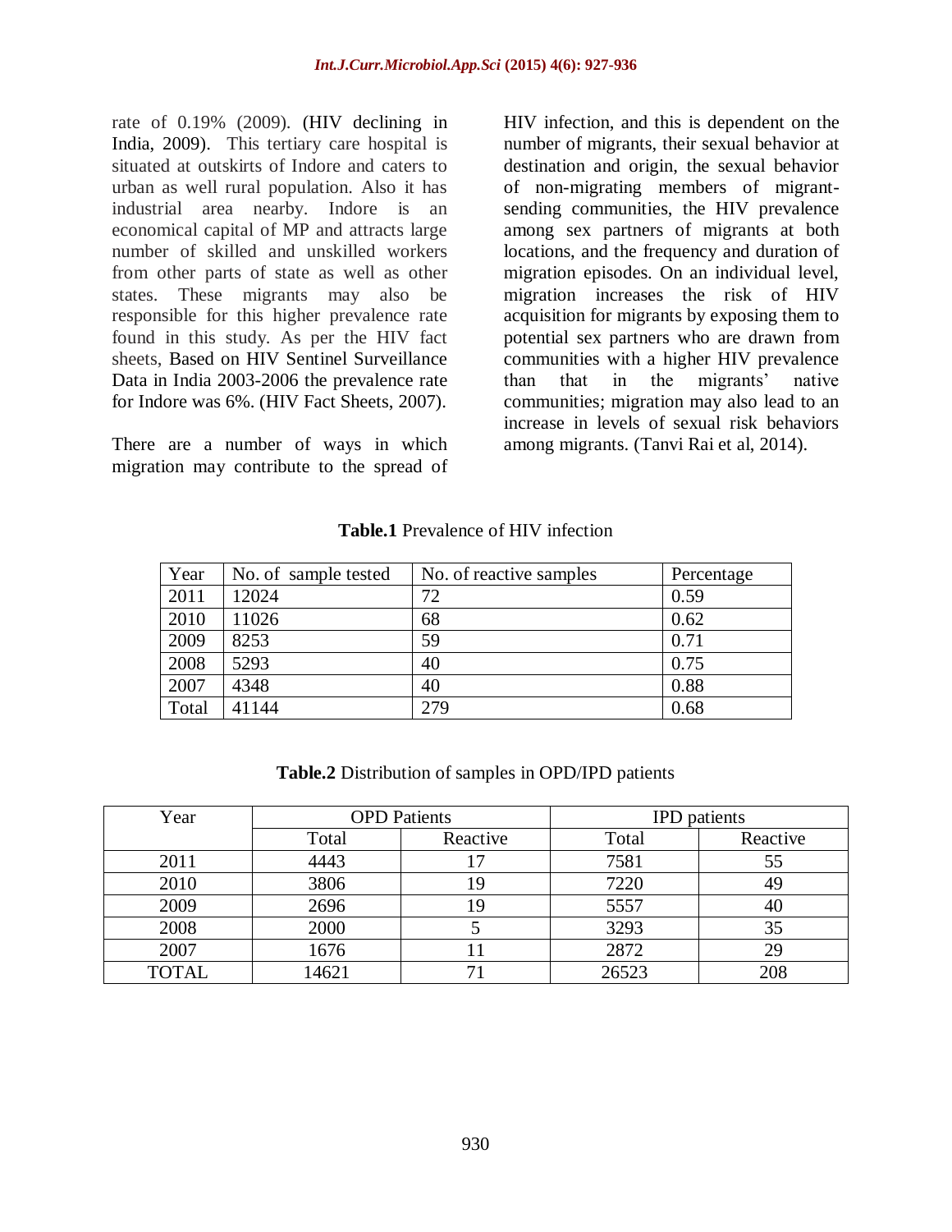rate of 0.19% (2009). (HIV declining in India, 2009). This tertiary care hospital is situated at outskirts of Indore and caters to urban as well rural population. Also it has industrial area nearby. Indore is an economical capital of MP and attracts large number of skilled and unskilled workers from other parts of state as well as other states. These migrants may also be responsible for this higher prevalence rate found in this study. As per the HIV fact sheets, Based on HIV Sentinel Surveillance Data in India 2003-2006 the prevalence rate for Indore was 6%. (HIV Fact Sheets, 2007).

There are a number of ways in which migration may contribute to the spread of HIV infection, and this is dependent on the number of migrants, their sexual behavior at destination and origin, the sexual behavior of non-migrating members of migrant-sending communities, the HIV prevalence among sex partners of migrants at both locations, and the frequency and duration of migration episodes. On an individual level, migration increases the risk of HIV acquisition for migrants by exposing them to potential sex partners who are drawn from communities with a higher HIV prevalence than that in the migrants' native communities; migration may also lead to an increase in levels of sexual risk behaviors among migrants. (Tanvi Rai et al, 2014).

**Table.1** Prevalence of HIV infection

| Year | No. of sample tested | No. of reactive samples | Percentage |
|---|---|---|---|
| 2011 | 12024 | 72 | 0.59 |
| 2010 | 11026 | 68 | 0.62 |
| 2009 | 8253 | 59 | 0.71 |
| 2008 | 5293 | 40 | 0.75 |
| 2007 | 4348 | 40 | 0.88 |
| Total | 41144 | 279 | 0.68 |

**Table.2** Distribution of samples in OPD/IPD patients

| Year | OPD Patients | | IPD patients | |
|---|---|---|---|---|
| | Total | Reactive | Total | Reactive |
| 2011 | 4443 | 17 | 7581 | 55 |
| 2010 | 3806 | 19 | 7220 | 49 |
| 2009 | 2696 | 19 | 5557 | 40 |
| 2008 | 2000 | 5 | 3293 | 35 |
| 2007 | 1676 | 11 | 2872 | 29 |
| TOTAL | 14621 | 71 | 26523 | 208 |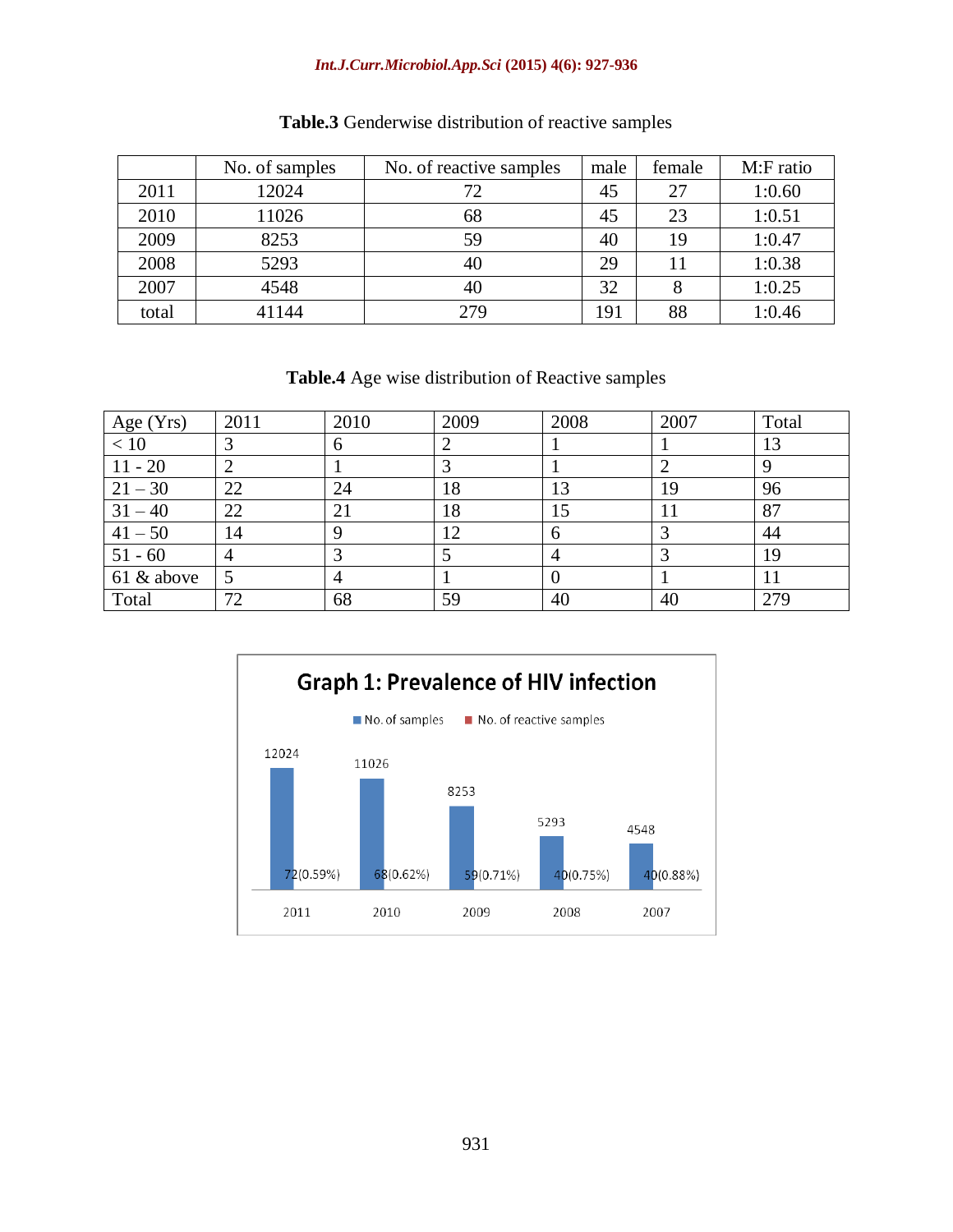**Table.3** Genderwise distribution of reactive samples

| | No. of samples | No. of reactive samples | male | female | M:F ratio |
|---|---|---|---|---|---|
| 2011 | 12024 | 72 | 45 | 27 | 1:0.60 |
| 2010 | 11026 | 68 | 45 | 23 | 1:0.51 |
| 2009 | 8253 | 59 | 40 | 19 | 1:0.47 |
| 2008 | 5293 | 40 | 29 | 11 | 1:0.38 |
| 2007 | 4548 | 40 | 32 | 8 | 1:0.25 |
| total | 41144 | 279 | 191 | 88 | 1:0.46 |

**Table.4** Age wise distribution of Reactive samples

| Age (Yrs) | 2011 | 2010 | 2009 | 2008 | 2007 | Total |
|---|---|---|---|---|---|---|
| < 10 | 3 | 6 | 2 | 1 | 1 | 13 |
| 11 - 20 | 2 | 1 | 3 | 1 | 2 | 9 |
| 21 – 30 | 22 | 24 | 18 | 13 | 19 | 96 |
| 31 – 40 | 22 | 21 | 18 | 15 | 11 | 87 |
| 41 – 50 | 14 | 9 | 12 | 6 | 3 | 44 |
| 51 - 60 | 4 | 3 | 5 | 4 | 3 | 19 |
| 61 & above | 5 | 4 | 1 | 0 | 1 | 11 |
| Total | 72 | 68 | 59 | 40 | 40 | 279 |

**Graph 1: Prevalence of HIV infection**

| | 2011 | 2010 | 2009 | 2008 | 2007 |
|---|---|---|---|---|---|
| No. of samples | 12024 | 11026 | 8253 | 5293 | 4548 |
| No. of reactive samples | 72(0.59%) | 68(0.62%) | 59(0.71%) | 40(0.75%) | 40(0.88%) |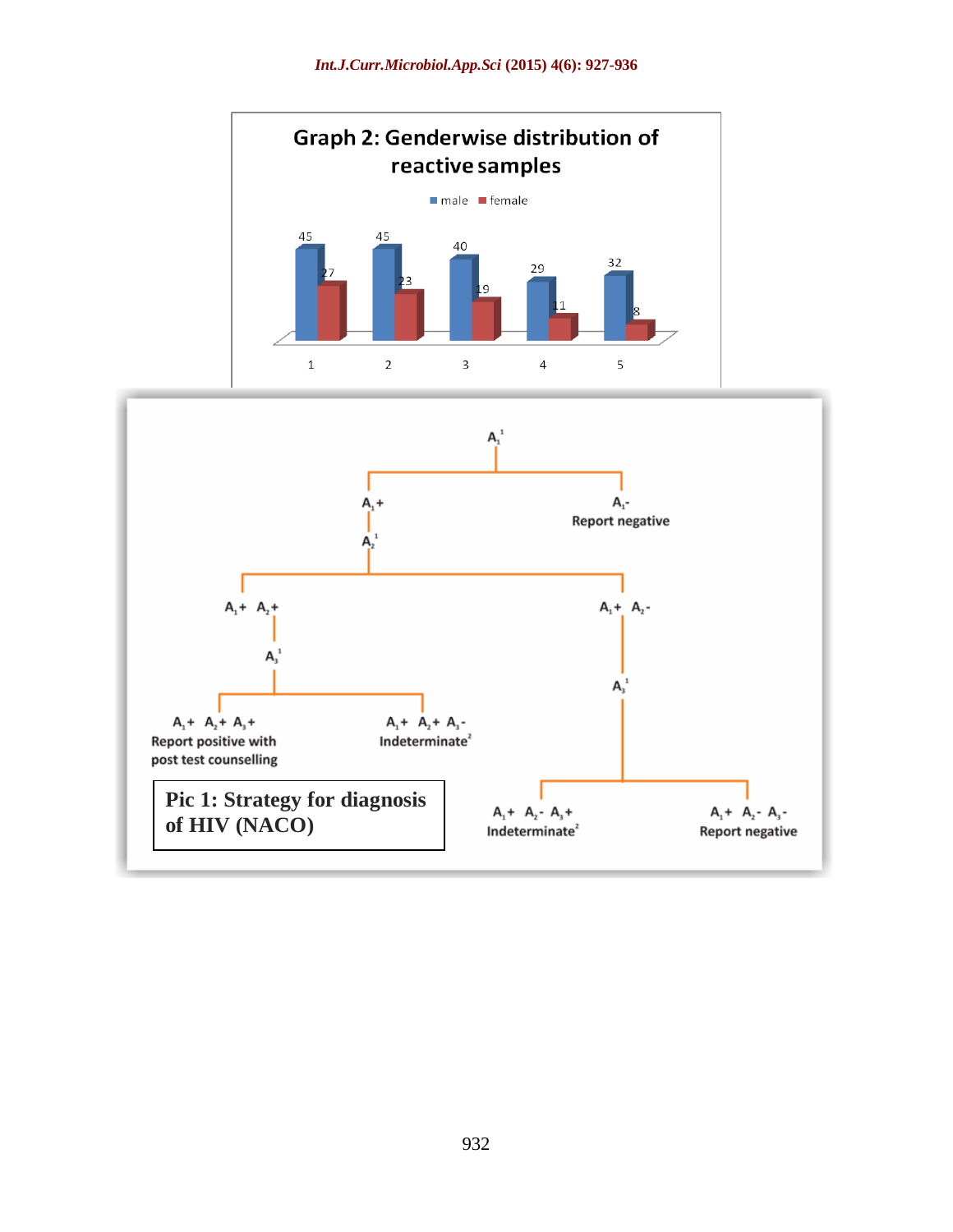**Graph 2: Genderwise distribution of reactive samples**

| | 1 | 2 | 3 | 4 | 5 |
|---|---|---|---|---|---|
| male | 45 | 45 | 40 | 29 | 32 |
| female | 27 | 23 | 19 | 11 | 8 |

**Pic 1: Strategy for diagnosis of HIV (NACO)**

- $A_1^1$
  - $A_1$+
    - $A_2^1$
      - $A_1$+ $A_2$+
        - $A_3^1$
          - $A_1$+ $A_2$+ $A_3$+ — Report positive with post test counselling
          - $A_1$+ $A_2$+ $A_3$- — Indeterminate[2]
      - $A_1$+ $A_2$-
        - $A_3^1$
          - $A_1$+ $A_2$- $A_3$+ — Indeterminate[2]
          - $A_1$+ $A_2$- $A_3$- — Report negative
  - $A_1$- — Report negative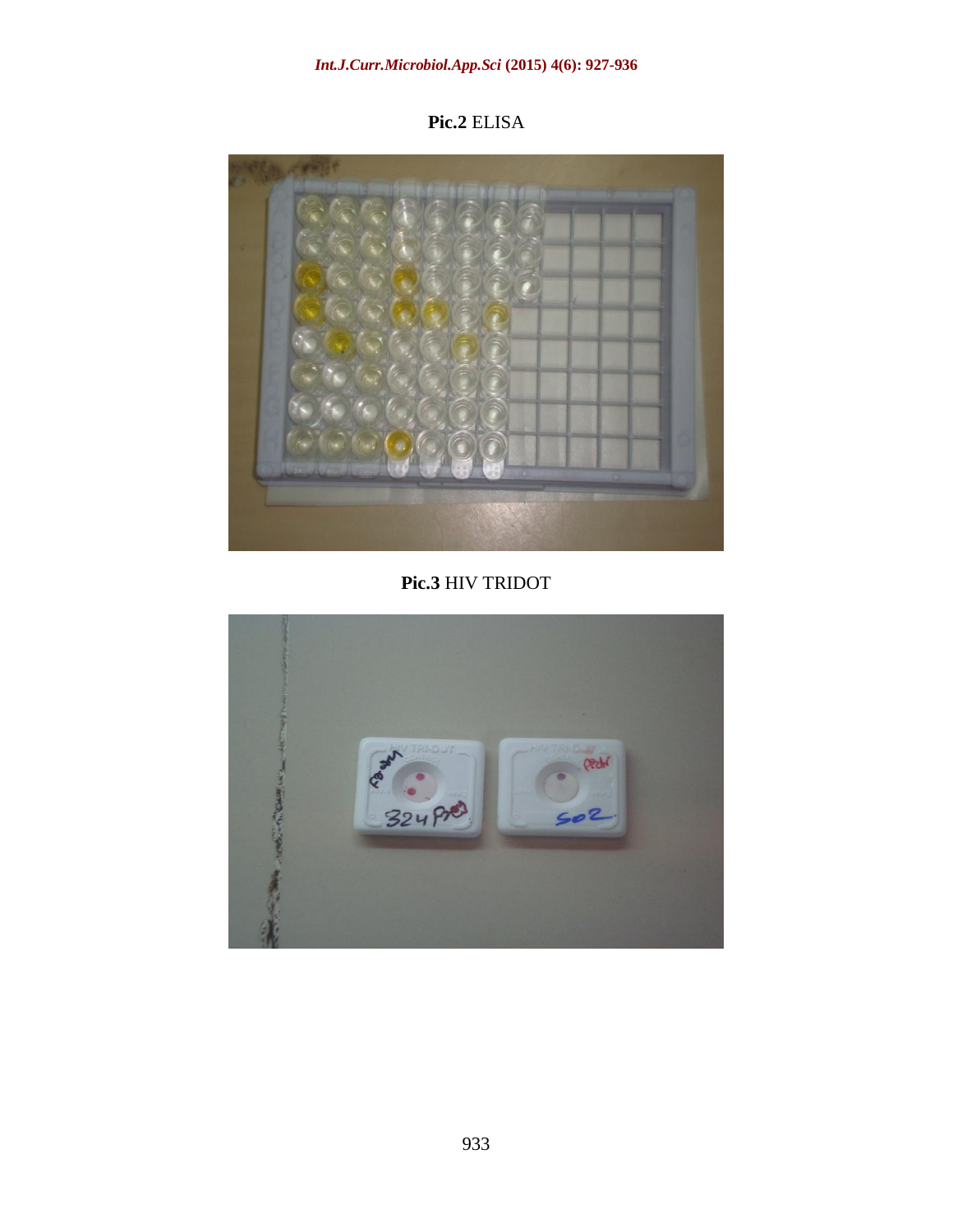**Pic.2** ELISA

**Pic.3** HIV TRIDOT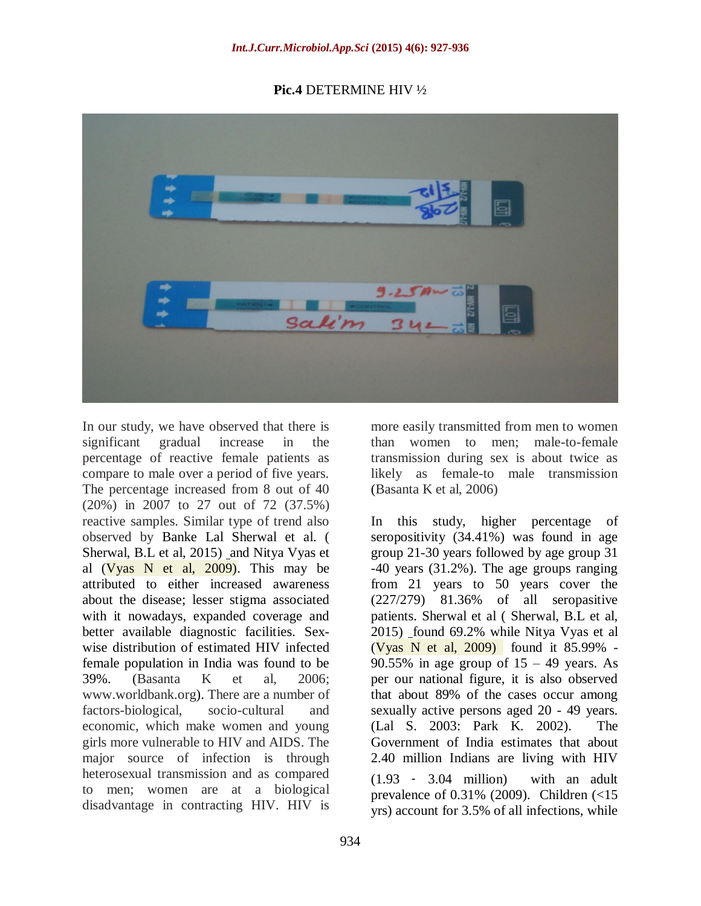**Pic.4** DETERMINE HIV ½

In our study, we have observed that there is significant gradual increase in the percentage of reactive female patients as compare to male over a period of five years. The percentage increased from 8 out of 40 (20%) in 2007 to 27 out of 72 (37.5%) reactive samples. Similar type of trend also observed by Banke Lal Sherwal et al. ( Sherwal, B.L et al, 2015) and Nitya Vyas et al (Vyas N et al, 2009). This may be attributed to either increased awareness about the disease; lesser stigma associated with it nowadays, expanded coverage and better available diagnostic facilities. Sex-wise distribution of estimated HIV infected female population in India was found to be 39%. (Basanta K et al, 2006; www.worldbank.org). There are a number of factors-biological, socio-cultural and economic, which make women and young girls more vulnerable to HIV and AIDS. The major source of infection is through heterosexual transmission and as compared to men; women are at a biological disadvantage in contracting HIV. HIV is more easily transmitted from men to women than women to men; male-to-female transmission during sex is about twice as likely as female-to male transmission (Basanta K et al, 2006)

In this study, higher percentage of seropositivity (34.41%) was found in age group 21-30 years followed by age group 31 -40 years (31.2%). The age groups ranging from 21 years to 50 years cover the (227/279) 81.36% of all seropasitive patients. Sherwal et al ( Sherwal, B.L et al, 2015) found 69.2% while Nitya Vyas et al (Vyas N et al, 2009) found it 85.99% - 90.55% in age group of 15 – 49 years. As per our national figure, it is also observed that about 89% of the cases occur among sexually active persons aged 20 - 49 years. (Lal S. 2003: Park K. 2002). The Government of India estimates that about 2.40 million Indians are living with HIV (1.93 ‐ 3.04 million) with an adult prevalence of 0.31% (2009). Children (<15 yrs) account for 3.5% of all infections, while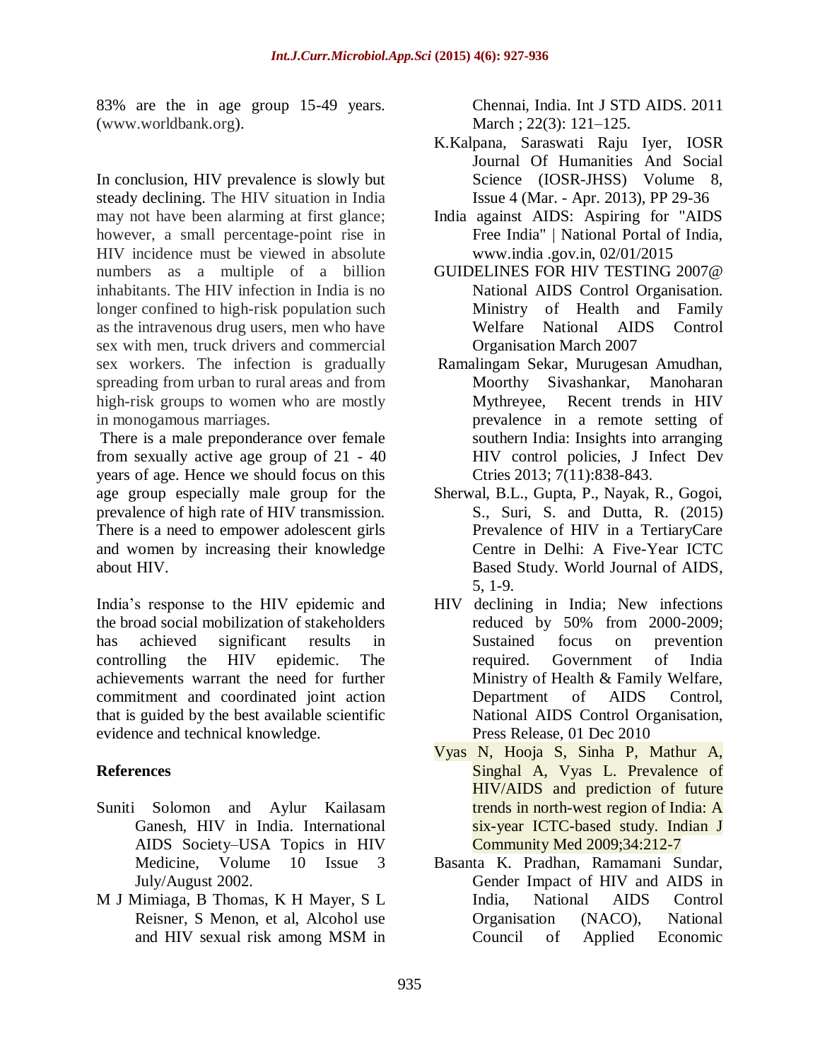83% are the in age group 15-49 years. (www.worldbank.org).

In conclusion, HIV prevalence is slowly but steady declining. The HIV situation in India may not have been alarming at first glance; however, a small percentage-point rise in HIV incidence must be viewed in absolute numbers as a multiple of a billion inhabitants. The HIV infection in India is no longer confined to high-risk population such as the intravenous drug users, men who have sex with men, truck drivers and commercial sex workers. The infection is gradually spreading from urban to rural areas and from high-risk groups to women who are mostly in monogamous marriages.

There is a male preponderance over female from sexually active age group of 21 - 40 years of age. Hence we should focus on this age group especially male group for the prevalence of high rate of HIV transmission. There is a need to empower adolescent girls and women by increasing their knowledge about HIV.

India's response to the HIV epidemic and the broad social mobilization of stakeholders has achieved significant results in controlling the HIV epidemic. The achievements warrant the need for further commitment and coordinated joint action that is guided by the best available scientific evidence and technical knowledge.

## References

Suniti Solomon and Aylur Kailasam Ganesh, HIV in India. International AIDS Society–USA Topics in HIV Medicine, Volume 10 Issue 3 July/August 2002.

M J Mimiaga, B Thomas, K H Mayer, S L Reisner, S Menon, et al, Alcohol use and HIV sexual risk among MSM in Chennai, India. Int J STD AIDS. 2011 March ; 22(3): 121–125.

K.Kalpana, Saraswati Raju Iyer, IOSR Journal Of Humanities And Social Science (IOSR-JHSS) Volume 8, Issue 4 (Mar. - Apr. 2013), PP 29-36

India against AIDS: Aspiring for "AIDS Free India" | National Portal of India, www.india .gov.in, 02/01/2015

GUIDELINES FOR HIV TESTING 2007@ National AIDS Control Organisation. Ministry of Health and Family Welfare National AIDS Control Organisation March 2007

Ramalingam Sekar, Murugesan Amudhan, Moorthy Sivashankar, Manoharan Mythreyee, Recent trends in HIV prevalence in a remote setting of southern India: Insights into arranging HIV control policies, J Infect Dev Ctries 2013; 7(11):838-843.

Sherwal, B.L., Gupta, P., Nayak, R., Gogoi, S., Suri, S. and Dutta, R. (2015) Prevalence of HIV in a TertiaryCare Centre in Delhi: A Five-Year ICTC Based Study. World Journal of AIDS, 5, 1-9.

HIV declining in India; New infections reduced by 50% from 2000-2009; Sustained focus on prevention required. Government of India Ministry of Health & Family Welfare, Department of AIDS Control, National AIDS Control Organisation, Press Release, 01 Dec 2010

Vyas N, Hooja S, Sinha P, Mathur A, Singhal A, Vyas L. Prevalence of HIV/AIDS and prediction of future trends in north-west region of India: A six-year ICTC-based study. Indian J Community Med 2009;34:212-7

Basanta K. Pradhan, Ramamani Sundar, Gender Impact of HIV and AIDS in India, National AIDS Control Organisation (NACO), National Council of Applied Economic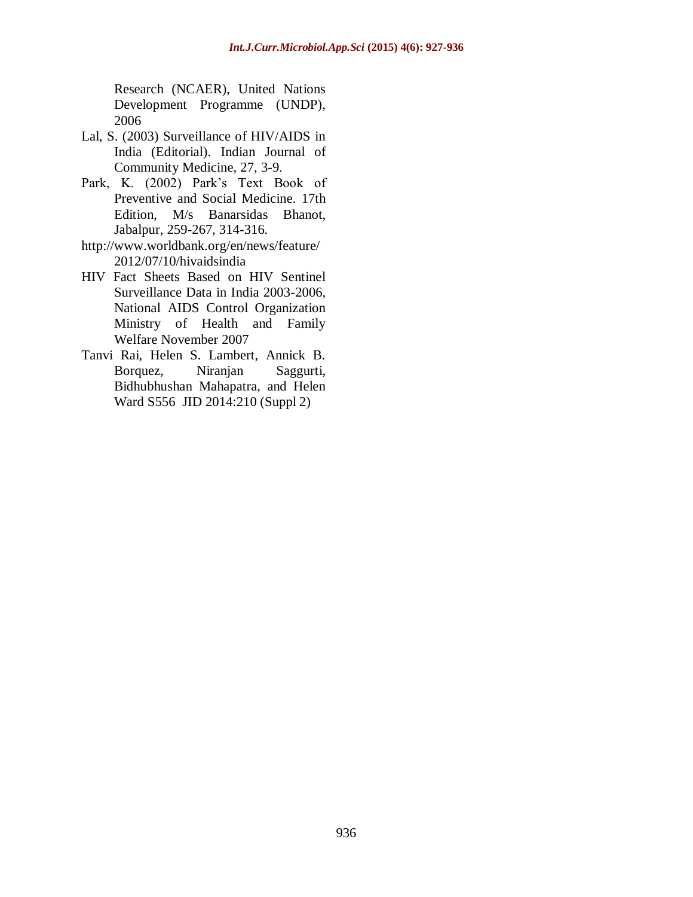Research (NCAER), United Nations Development Programme (UNDP), 2006

Lal, S. (2003) Surveillance of HIV/AIDS in India (Editorial). Indian Journal of Community Medicine, 27, 3-9.

Park, K. (2002) Park's Text Book of Preventive and Social Medicine. 17th Edition, M/s Banarsidas Bhanot, Jabalpur, 259-267, 314-316.

http://www.worldbank.org/en/news/feature/2012/07/10/hivaidsindia

HIV Fact Sheets Based on HIV Sentinel Surveillance Data in India 2003-2006, National AIDS Control Organization Ministry of Health and Family Welfare November 2007

Tanvi Rai, Helen S. Lambert, Annick B. Borquez, Niranjan Saggurti, Bidhubhushan Mahapatra, and Helen Ward S556 JID 2014:210 (Suppl 2)